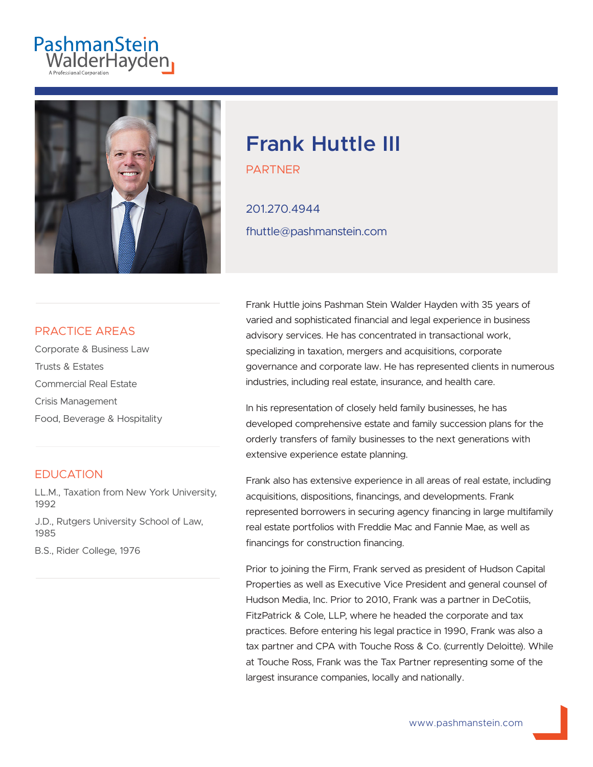PashmanStein WalderHayden

A Professional Corporation

# Frank Huttle III

PARTNER

201.270.4944

fhuttle@pashmanstein.com

## PRACTICE AREAS

Corporate & Business Law

Trusts & Estates

Commercial Real Estate

Crisis Management

Food, Beverage & Hospitality

## EDUCATION

LL.M., Taxation from New York University, 1992

J.D., Rutgers University School of Law, 1985

B.S., Rider College, 1976

Frank Huttle joins Pashman Stein Walder Hayden with 35 years of varied and sophisticated financial and legal experience in business advisory services. He has concentrated in transactional work, specializing in taxation, mergers and acquisitions, corporate governance and corporate law. He has represented clients in numerous industries, including real estate, insurance, and health care.

In his representation of closely held family businesses, he has developed comprehensive estate and family succession plans for the orderly transfers of family businesses to the next generations with extensive experience estate planning.

Frank also has extensive experience in all areas of real estate, including acquisitions, dispositions, financings, and developments. Frank represented borrowers in securing agency financing in large multifamily real estate portfolios with Freddie Mac and Fannie Mae, as well as financings for construction financing.

Prior to joining the Firm, Frank served as president of Hudson Capital Properties as well as Executive Vice President and general counsel of Hudson Media, Inc. Prior to 2010, Frank was a partner in DeCotiis, FitzPatrick & Cole, LLP, where he headed the corporate and tax practices. Before entering his legal practice in 1990, Frank was also a tax partner and CPA with Touche Ross & Co. (currently Deloitte). While at Touche Ross, Frank was the Tax Partner representing some of the largest insurance companies, locally and nationally.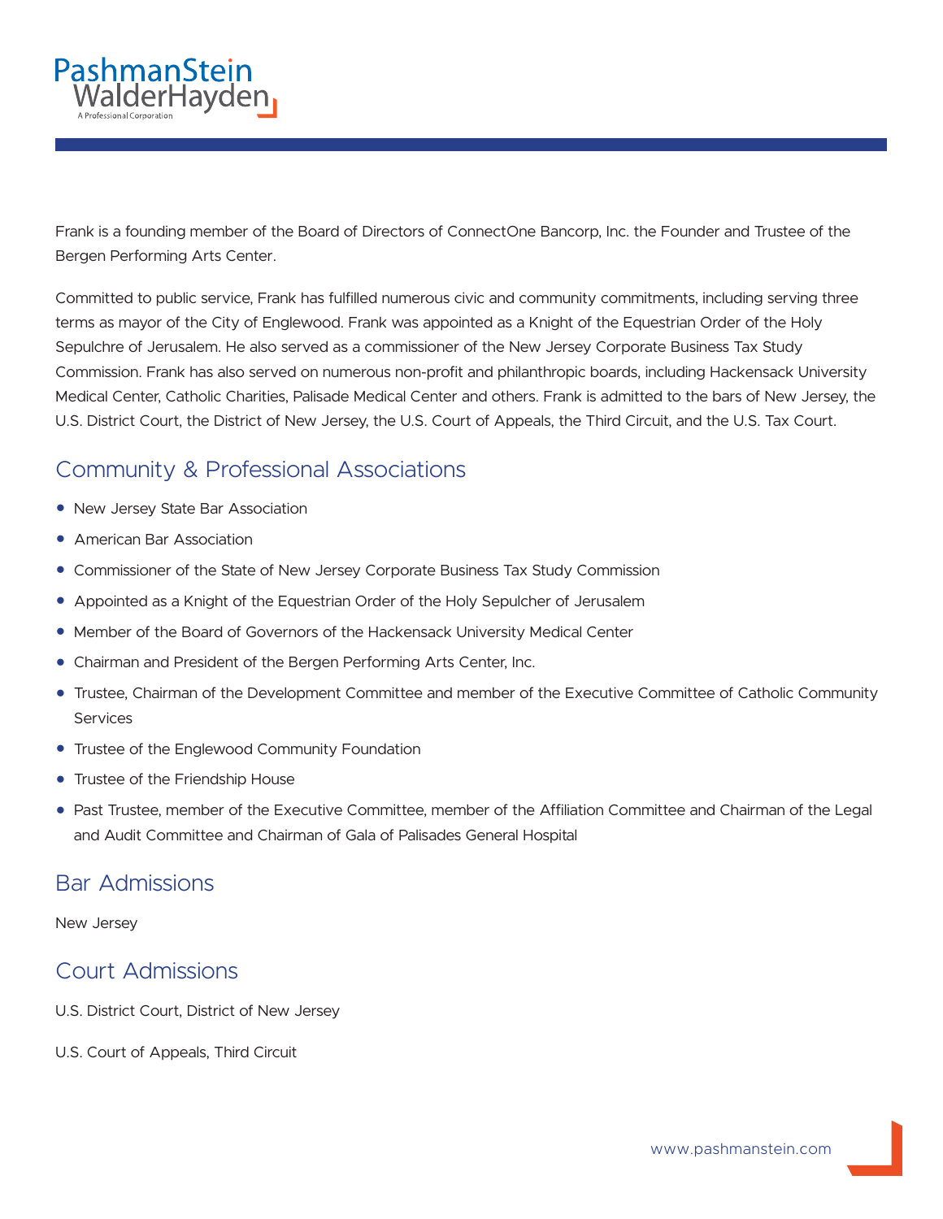Frank is a founding member of the Board of Directors of ConnectOne Bancorp, Inc. the Founder and Trustee of the Bergen Performing Arts Center.

Committed to public service, Frank has fulfilled numerous civic and community commitments, including serving three terms as mayor of the City of Englewood. Frank was appointed as a Knight of the Equestrian Order of the Holy Sepulchre of Jerusalem. He also served as a commissioner of the New Jersey Corporate Business Tax Study Commission. Frank has also served on numerous non-profit and philanthropic boards, including Hackensack University Medical Center, Catholic Charities, Palisade Medical Center and others. Frank is admitted to the bars of New Jersey, the U.S. District Court, the District of New Jersey, the U.S. Court of Appeals, the Third Circuit, and the U.S. Tax Court.

## Community & Professional Associations

- New Jersey State Bar Association
- American Bar Association
- Commissioner of the State of New Jersey Corporate Business Tax Study Commission
- Appointed as a Knight of the Equestrian Order of the Holy Sepulcher of Jerusalem
- Member of the Board of Governors of the Hackensack University Medical Center
- Chairman and President of the Bergen Performing Arts Center, Inc.
- Trustee, Chairman of the Development Committee and member of the Executive Committee of Catholic Community Services
- Trustee of the Englewood Community Foundation
- Trustee of the Friendship House
- Past Trustee, member of the Executive Committee, member of the Affiliation Committee and Chairman of the Legal and Audit Committee and Chairman of Gala of Palisades General Hospital

## Bar Admissions

New Jersey

## Court Admissions

U.S. District Court, District of New Jersey

U.S. Court of Appeals, Third Circuit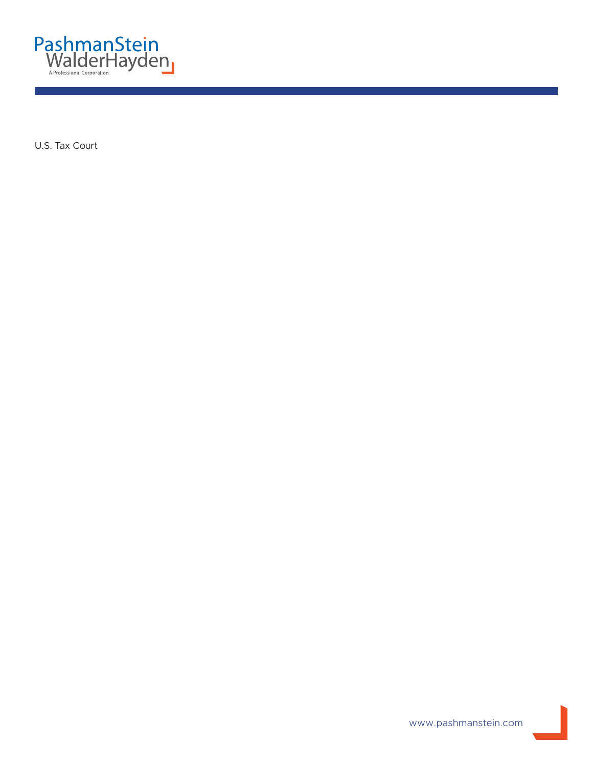U.S. Tax Court